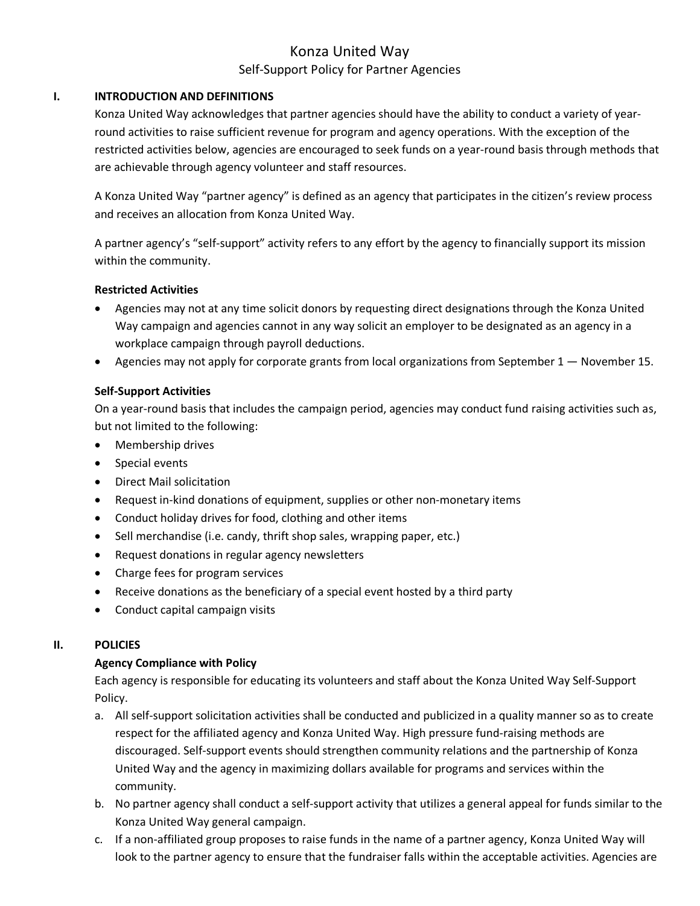# Konza United Way

## Self-Support Policy for Partner Agencies

## I. INTRODUCTION AND DEFINITIONS

Konza United Way acknowledges that partner agencies should have the ability to conduct a variety of year-round activities to raise sufficient revenue for program and agency operations. With the exception of the restricted activities below, agencies are encouraged to seek funds on a year-round basis through methods that are achievable through agency volunteer and staff resources.

A Konza United Way "partner agency" is defined as an agency that participates in the citizen's review process and receives an allocation from Konza United Way.

A partner agency's "self-support" activity refers to any effort by the agency to financially support its mission within the community.

### Restricted Activities

- Agencies may not at any time solicit donors by requesting direct designations through the Konza United Way campaign and agencies cannot in any way solicit an employer to be designated as an agency in a workplace campaign through payroll deductions.
- Agencies may not apply for corporate grants from local organizations from September 1 — November 15.

### Self-Support Activities

On a year-round basis that includes the campaign period, agencies may conduct fund raising activities such as, but not limited to the following:

- Membership drives
- Special events
- Direct Mail solicitation
- Request in-kind donations of equipment, supplies or other non-monetary items
- Conduct holiday drives for food, clothing and other items
- Sell merchandise (i.e. candy, thrift shop sales, wrapping paper, etc.)
- Request donations in regular agency newsletters
- Charge fees for program services
- Receive donations as the beneficiary of a special event hosted by a third party
- Conduct capital campaign visits

## II. POLICIES

### Agency Compliance with Policy

Each agency is responsible for educating its volunteers and staff about the Konza United Way Self-Support Policy.

a. All self-support solicitation activities shall be conducted and publicized in a quality manner so as to create respect for the affiliated agency and Konza United Way. High pressure fund-raising methods are discouraged. Self-support events should strengthen community relations and the partnership of Konza United Way and the agency in maximizing dollars available for programs and services within the community.

b. No partner agency shall conduct a self-support activity that utilizes a general appeal for funds similar to the Konza United Way general campaign.

c. If a non-affiliated group proposes to raise funds in the name of a partner agency, Konza United Way will look to the partner agency to ensure that the fundraiser falls within the acceptable activities. Agencies are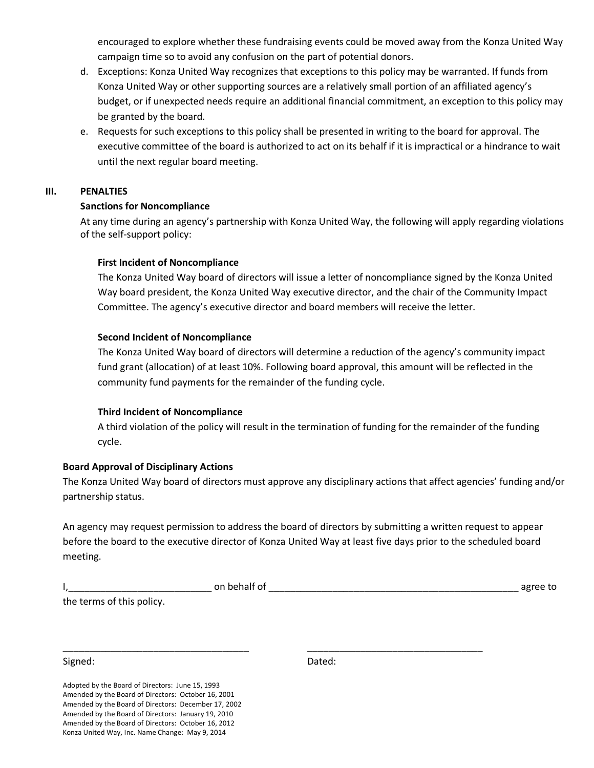encouraged to explore whether these fundraising events could be moved away from the Konza United Way campaign time so to avoid any confusion on the part of potential donors.

d. Exceptions: Konza United Way recognizes that exceptions to this policy may be warranted. If funds from Konza United Way or other supporting sources are a relatively small portion of an affiliated agency's budget, or if unexpected needs require an additional financial commitment, an exception to this policy may be granted by the board.

e. Requests for such exceptions to this policy shall be presented in writing to the board for approval. The executive committee of the board is authorized to act on its behalf if it is impractical or a hindrance to wait until the next regular board meeting.

## III. PENALTIES

### Sanctions for Noncompliance

At any time during an agency's partnership with Konza United Way, the following will apply regarding violations of the self-support policy:

#### First Incident of Noncompliance

The Konza United Way board of directors will issue a letter of noncompliance signed by the Konza United Way board president, the Konza United Way executive director, and the chair of the Community Impact Committee. The agency's executive director and board members will receive the letter.

#### Second Incident of Noncompliance

The Konza United Way board of directors will determine a reduction of the agency's community impact fund grant (allocation) of at least 10%. Following board approval, this amount will be reflected in the community fund payments for the remainder of the funding cycle.

#### Third Incident of Noncompliance

A third violation of the policy will result in the termination of funding for the remainder of the funding cycle.

### Board Approval of Disciplinary Actions

The Konza United Way board of directors must approve any disciplinary actions that affect agencies' funding and/or partnership status.

An agency may request permission to address the board of directors by submitting a written request to appear before the board to the executive director of Konza United Way at least five days prior to the scheduled board meeting.

I,__________________________ on behalf of ________________________________________________ agree to the terms of this policy.

___________________________________ ___________________________________

Signed: Dated:

Adopted by the Board of Directors: June 15, 1993
Amended by the Board of Directors: October 16, 2001
Amended by the Board of Directors: December 17, 2002
Amended by the Board of Directors: January 19, 2010
Amended by the Board of Directors: October 16, 2012
Konza United Way, Inc. Name Change: May 9, 2014